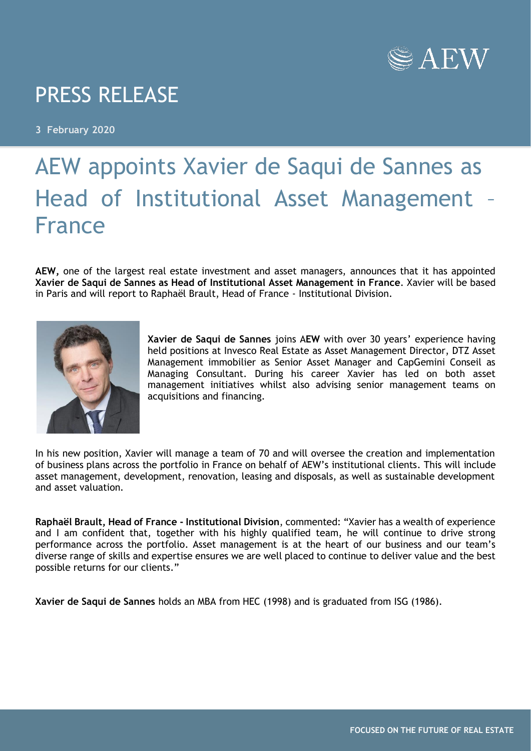# PRESS RELEASE

**3 February 2020**

# AEW appoints Xavier de Saqui de Sannes as Head of Institutional Asset Management – France

**AEW,** one of the largest real estate investment and asset managers, announces that it has appointed **Xavier de Saqui de Sannes as Head of Institutional Asset Management in France**. Xavier will be based in Paris and will report to Raphaël Brault, Head of France - Institutional Division.

**Xavier de Saqui de Sannes** joins A**EW** with over 30 years' experience having held positions at Invesco Real Estate as Asset Management Director, DTZ Asset Management immobilier as Senior Asset Manager and CapGemini Conseil as Managing Consultant. During his career Xavier has led on both asset management initiatives whilst also advising senior management teams on acquisitions and financing.

In his new position, Xavier will manage a team of 70 and will oversee the creation and implementation of business plans across the portfolio in France on behalf of AEW's institutional clients. This will include asset management, development, renovation, leasing and disposals, as well as sustainable development and asset valuation.

**Raphaël Brault, Head of France - Institutional Division**, commented: "Xavier has a wealth of experience and I am confident that, together with his highly qualified team, he will continue to drive strong performance across the portfolio. Asset management is at the heart of our business and our team's diverse range of skills and expertise ensures we are well placed to continue to deliver value and the best possible returns for our clients."

**Xavier de Saqui de Sannes** holds an MBA from HEC (1998) and is graduated from ISG (1986).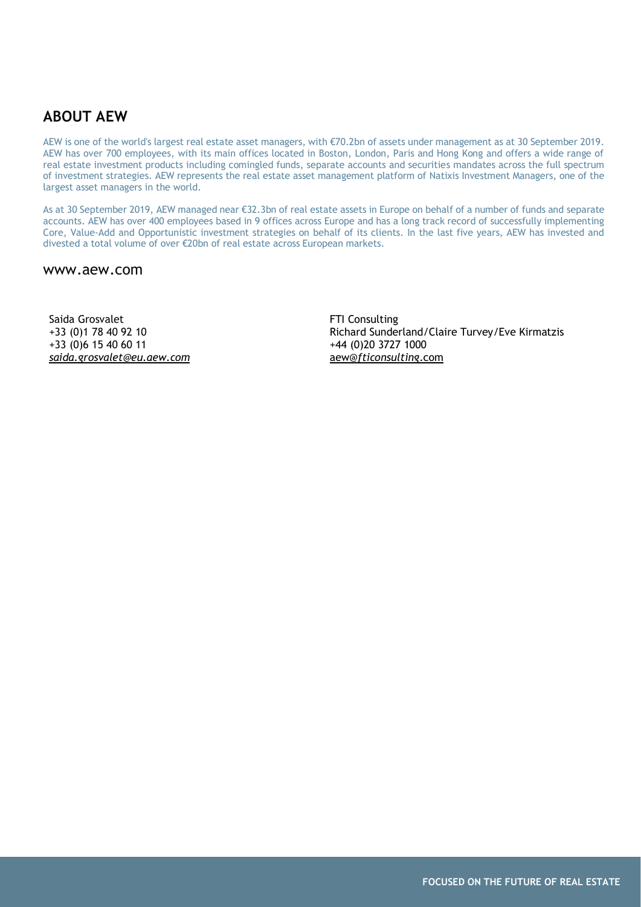## ABOUT AEW

AEW is one of the world's largest real estate asset managers, with €70.2bn of assets under management as at 30 September 2019. AEW has over 700 employees, with its main offices located in Boston, London, Paris and Hong Kong and offers a wide range of real estate investment products including comingled funds, separate accounts and securities mandates across the full spectrum of investment strategies. AEW represents the real estate asset management platform of Natixis Investment Managers, one of the largest asset managers in the world.

As at 30 September 2019, AEW managed near €32.3bn of real estate assets in Europe on behalf of a number of funds and separate accounts. AEW has over 400 employees based in 9 offices across Europe and has a long track record of successfully implementing Core, Value-Add and Opportunistic investment strategies on behalf of its clients. In the last five years, AEW has invested and divested a total volume of over €20bn of real estate across European markets.

www.aew.com

Saida Grosvalet
+33 (0)1 78 40 92 10
+33 (0)6 15 40 60 11
*saida.grosvalet@eu.aew.com*

FTI Consulting
Richard Sunderland/Claire Turvey/Eve Kirmatzis
+44 (0)20 3727 1000
aew@*fticonsulting*.com

**FOCUSED ON THE FUTURE OF REAL ESTATE**